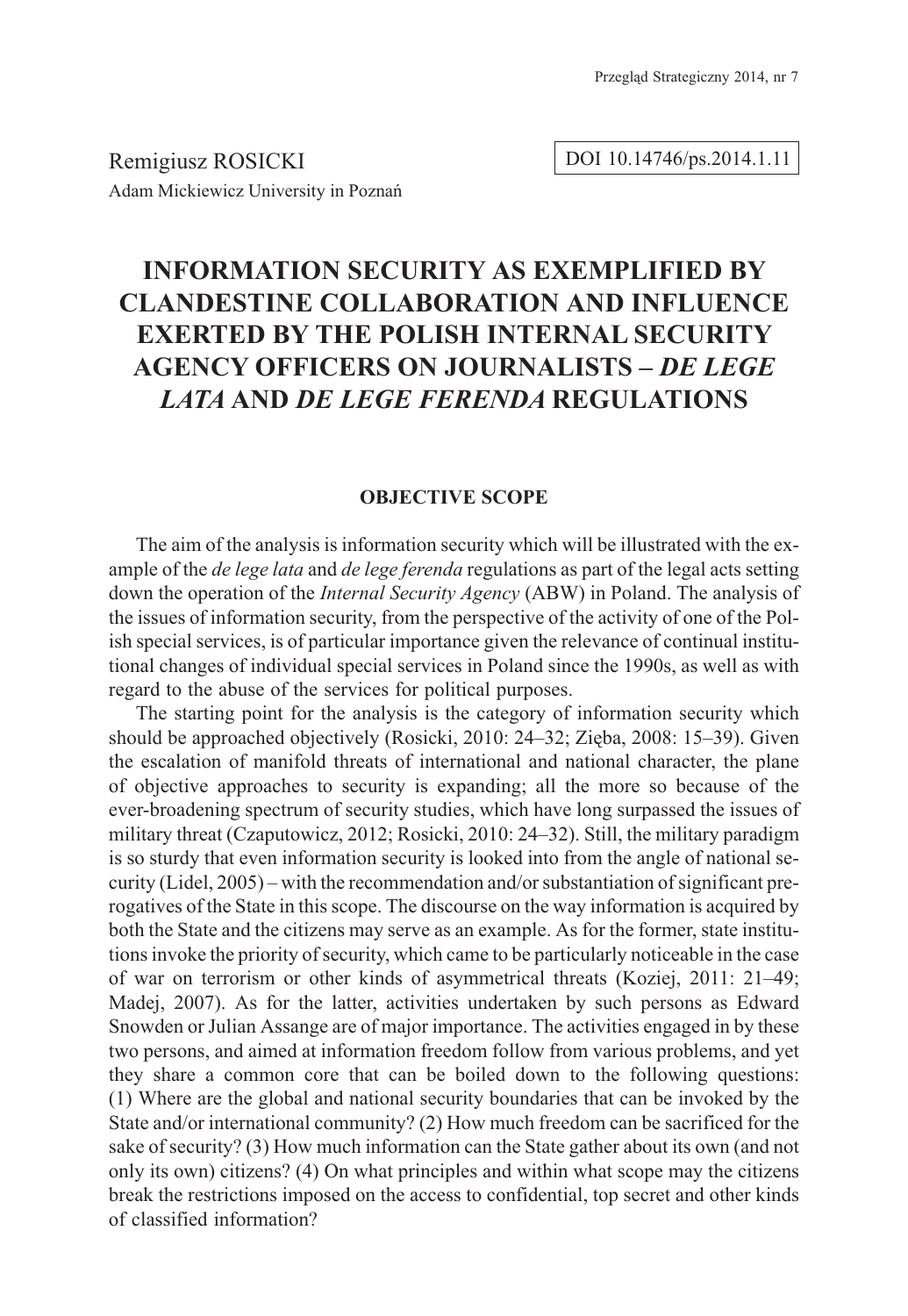Remigiusz ROSICKI
Adam Mickiewicz University in Poznań

DOI 10.14746/ps.2014.1.11

# INFORMATION SECURITY AS EXEMPLIFIED BY CLANDESTINE COLLABORATION AND INFLUENCE EXERTED BY THE POLISH INTERNAL SECURITY AGENCY OFFICERS ON JOURNALISTS – *DE LEGE LATA* AND *DE LEGE FERENDA* REGULATIONS

## OBJECTIVE SCOPE

The aim of the analysis is information security which will be illustrated with the example of the *de lege lata* and *de lege ferenda* regulations as part of the legal acts setting down the operation of the *Internal Security Agency* (ABW) in Poland. The analysis of the issues of information security, from the perspective of the activity of one of the Polish special services, is of particular importance given the relevance of continual institutional changes of individual special services in Poland since the 1990s, as well as with regard to the abuse of the services for political purposes.

The starting point for the analysis is the category of information security which should be approached objectively (Rosicki, 2010: 24–32; Zięba, 2008: 15–39). Given the escalation of manifold threats of international and national character, the plane of objective approaches to security is expanding; all the more so because of the ever-broadening spectrum of security studies, which have long surpassed the issues of military threat (Czaputowicz, 2012; Rosicki, 2010: 24–32). Still, the military paradigm is so sturdy that even information security is looked into from the angle of national security (Lidel, 2005) – with the recommendation and/or substantiation of significant prerogatives of the State in this scope. The discourse on the way information is acquired by both the State and the citizens may serve as an example. As for the former, state institutions invoke the priority of security, which came to be particularly noticeable in the case of war on terrorism or other kinds of asymmetrical threats (Koziej, 2011: 21–49; Madej, 2007). As for the latter, activities undertaken by such persons as Edward Snowden or Julian Assange are of major importance. The activities engaged in by these two persons, and aimed at information freedom follow from various problems, and yet they share a common core that can be boiled down to the following questions: (1) Where are the global and national security boundaries that can be invoked by the State and/or international community? (2) How much freedom can be sacrificed for the sake of security? (3) How much information can the State gather about its own (and not only its own) citizens? (4) On what principles and within what scope may the citizens break the restrictions imposed on the access to confidential, top secret and other kinds of classified information?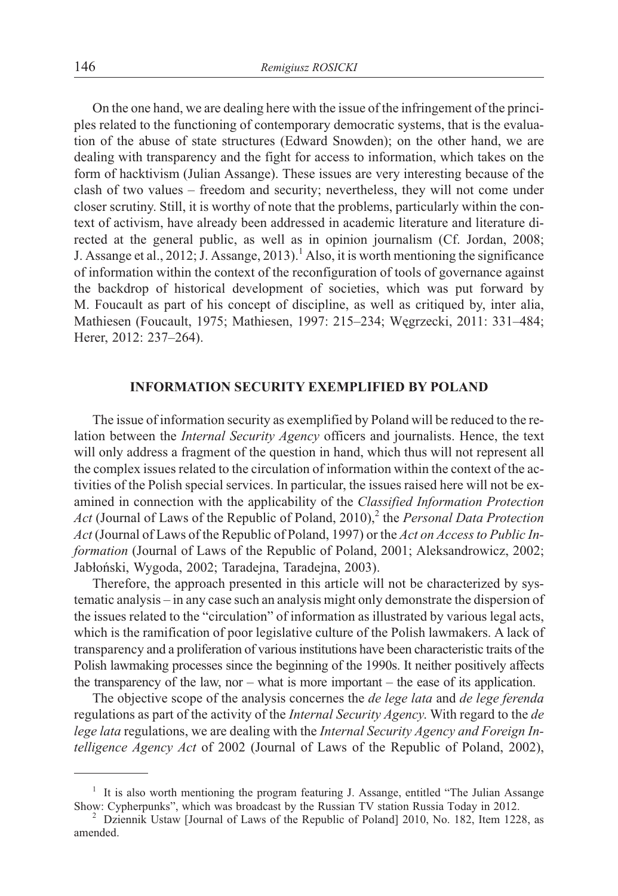On the one hand, we are dealing here with the issue of the infringement of the principles related to the functioning of contemporary democratic systems, that is the evaluation of the abuse of state structures (Edward Snowden); on the other hand, we are dealing with transparency and the fight for access to information, which takes on the form of hacktivism (Julian Assange). These issues are very interesting because of the clash of two values – freedom and security; nevertheless, they will not come under closer scrutiny. Still, it is worthy of note that the problems, particularly within the context of activism, have already been addressed in academic literature and literature directed at the general public, as well as in opinion journalism (Cf. Jordan, 2008; J. Assange et al., 2012; J. Assange, 2013).[1] Also, it is worth mentioning the significance of information within the context of the reconfiguration of tools of governance against the backdrop of historical development of societies, which was put forward by M. Foucault as part of his concept of discipline, as well as critiqued by, inter alia, Mathiesen (Foucault, 1975; Mathiesen, 1997: 215–234; Węgrzecki, 2011: 331–484; Herer, 2012: 237–264).

## INFORMATION SECURITY EXEMPLIFIED BY POLAND

The issue of information security as exemplified by Poland will be reduced to the relation between the *Internal Security Agency* officers and journalists. Hence, the text will only address a fragment of the question in hand, which thus will not represent all the complex issues related to the circulation of information within the context of the activities of the Polish special services. In particular, the issues raised here will not be examined in connection with the applicability of the *Classified Information Protection Act* (Journal of Laws of the Republic of Poland, 2010),[2] the *Personal Data Protection Act* (Journal of Laws of the Republic of Poland, 1997) or the *Act on Access to Public Information* (Journal of Laws of the Republic of Poland, 2001; Aleksandrowicz, 2002; Jabłoński, Wygoda, 2002; Taradejna, Taradejna, 2003).

Therefore, the approach presented in this article will not be characterized by systematic analysis – in any case such an analysis might only demonstrate the dispersion of the issues related to the "circulation" of information as illustrated by various legal acts, which is the ramification of poor legislative culture of the Polish lawmakers. A lack of transparency and a proliferation of various institutions have been characteristic traits of the Polish lawmaking processes since the beginning of the 1990s. It neither positively affects the transparency of the law, nor – what is more important – the ease of its application.

The objective scope of the analysis concernes the *de lege lata* and *de lege ferenda* regulations as part of the activity of the *Internal Security Agency*. With regard to the *de lege lata* regulations, we are dealing with the *Internal Security Agency and Foreign Intelligence Agency Act* of 2002 (Journal of Laws of the Republic of Poland, 2002),

---

[1] It is also worth mentioning the program featuring J. Assange, entitled "The Julian Assange Show: Cypherpunks", which was broadcast by the Russian TV station Russia Today in 2012.

[2] Dziennik Ustaw [Journal of Laws of the Republic of Poland] 2010, No. 182, Item 1228, as amended.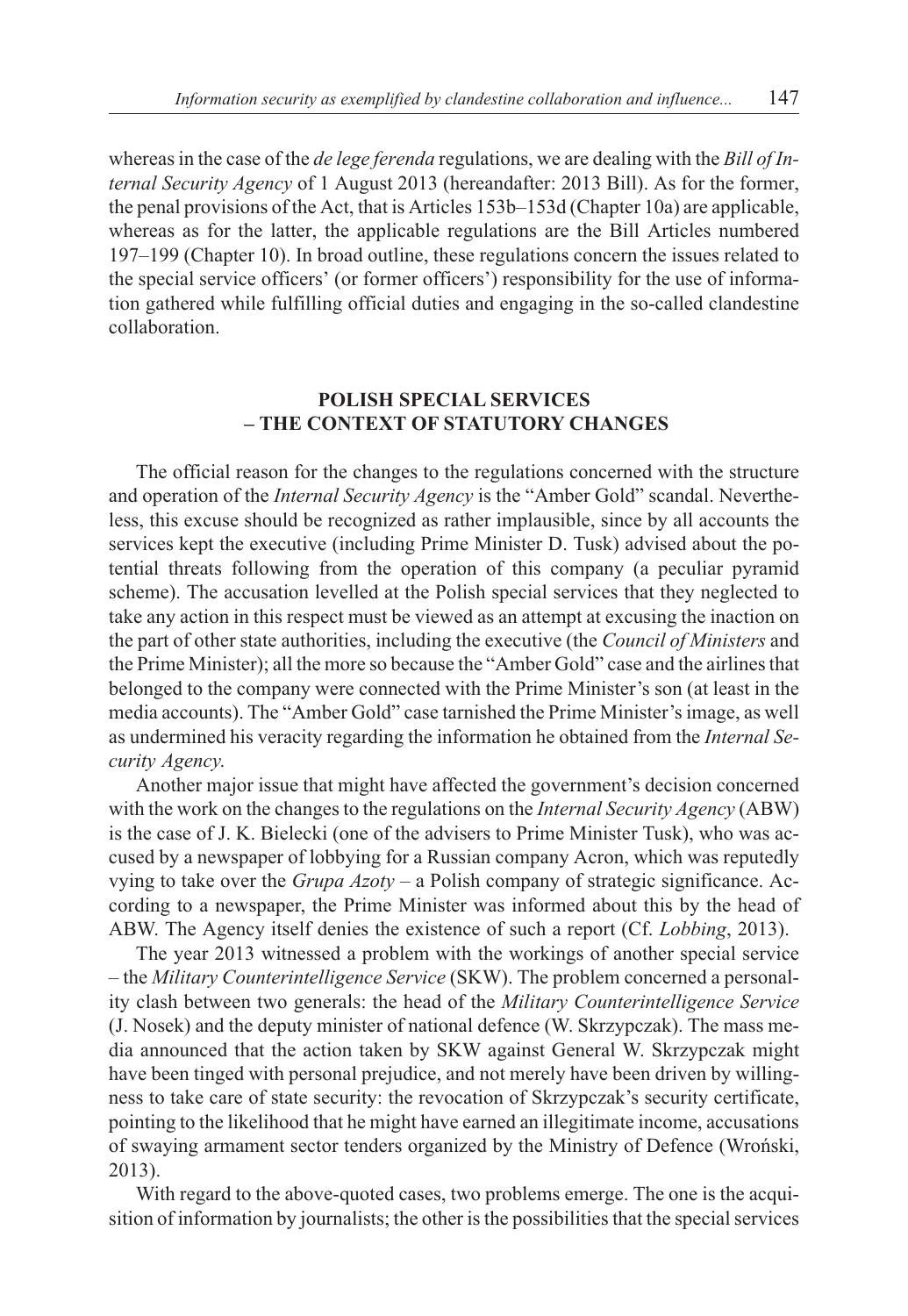whereas in the case of the *de lege ferenda* regulations, we are dealing with the *Bill of Internal Security Agency* of 1 August 2013 (hereandafter: 2013 Bill). As for the former, the penal provisions of the Act, that is Articles 153b–153d (Chapter 10a) are applicable, whereas as for the latter, the applicable regulations are the Bill Articles numbered 197–199 (Chapter 10). In broad outline, these regulations concern the issues related to the special service officers' (or former officers') responsibility for the use of information gathered while fulfilling official duties and engaging in the so-called clandestine collaboration.

## POLISH SPECIAL SERVICES – THE CONTEXT OF STATUTORY CHANGES

The official reason for the changes to the regulations concerned with the structure and operation of the *Internal Security Agency* is the "Amber Gold" scandal. Nevertheless, this excuse should be recognized as rather implausible, since by all accounts the services kept the executive (including Prime Minister D. Tusk) advised about the potential threats following from the operation of this company (a peculiar pyramid scheme). The accusation levelled at the Polish special services that they neglected to take any action in this respect must be viewed as an attempt at excusing the inaction on the part of other state authorities, including the executive (the *Council of Ministers* and the Prime Minister); all the more so because the "Amber Gold" case and the airlines that belonged to the company were connected with the Prime Minister's son (at least in the media accounts). The "Amber Gold" case tarnished the Prime Minister's image, as well as undermined his veracity regarding the information he obtained from the *Internal Security Agency*.

Another major issue that might have affected the government's decision concerned with the work on the changes to the regulations on the *Internal Security Agency* (ABW) is the case of J. K. Bielecki (one of the advisers to Prime Minister Tusk), who was accused by a newspaper of lobbying for a Russian company Acron, which was reputedly vying to take over the *Grupa Azoty* – a Polish company of strategic significance. According to a newspaper, the Prime Minister was informed about this by the head of ABW. The Agency itself denies the existence of such a report (Cf. *Lobbing*, 2013).

The year 2013 witnessed a problem with the workings of another special service – the *Military Counterintelligence Service* (SKW). The problem concerned a personality clash between two generals: the head of the *Military Counterintelligence Service* (J. Nosek) and the deputy minister of national defence (W. Skrzypczak). The mass media announced that the action taken by SKW against General W. Skrzypczak might have been tinged with personal prejudice, and not merely have been driven by willingness to take care of state security: the revocation of Skrzypczak's security certificate, pointing to the likelihood that he might have earned an illegitimate income, accusations of swaying armament sector tenders organized by the Ministry of Defence (Wroński, 2013).

With regard to the above-quoted cases, two problems emerge. The one is the acquisition of information by journalists; the other is the possibilities that the special services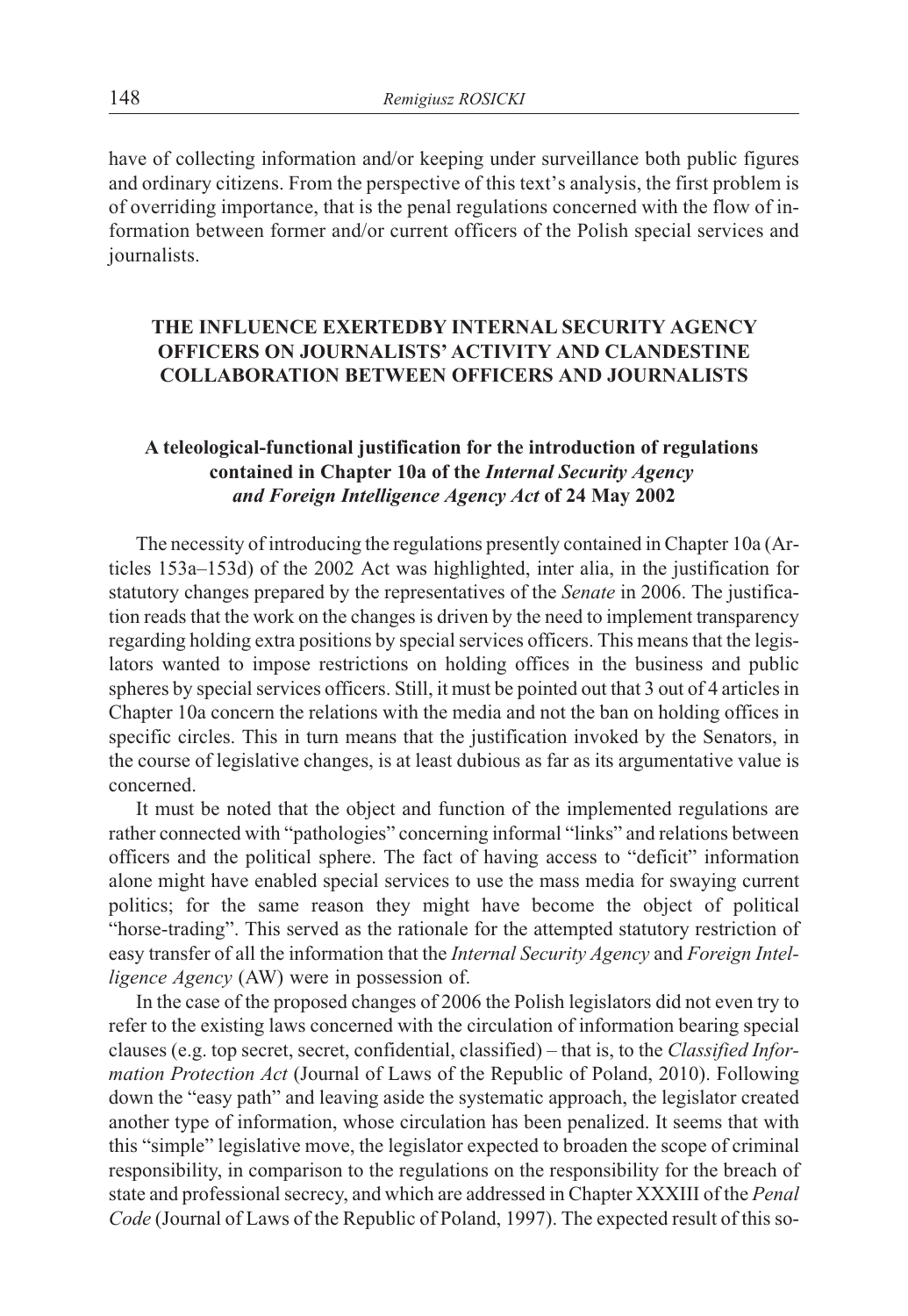have of collecting information and/or keeping under surveillance both public figures and ordinary citizens. From the perspective of this text's analysis, the first problem is of overriding importance, that is the penal regulations concerned with the flow of information between former and/or current officers of the Polish special services and journalists.

## THE INFLUENCE EXERTEDBY INTERNAL SECURITY AGENCY OFFICERS ON JOURNALISTS' ACTIVITY AND CLANDESTINE COLLABORATION BETWEEN OFFICERS AND JOURNALISTS

### A teleological-functional justification for the introduction of regulations contained in Chapter 10a of the *Internal Security Agency and Foreign Intelligence Agency Act* of 24 May 2002

The necessity of introducing the regulations presently contained in Chapter 10a (Articles 153a–153d) of the 2002 Act was highlighted, inter alia, in the justification for statutory changes prepared by the representatives of the *Senate* in 2006. The justification reads that the work on the changes is driven by the need to implement transparency regarding holding extra positions by special services officers. This means that the legislators wanted to impose restrictions on holding offices in the business and public spheres by special services officers. Still, it must be pointed out that 3 out of 4 articles in Chapter 10a concern the relations with the media and not the ban on holding offices in specific circles. This in turn means that the justification invoked by the Senators, in the course of legislative changes, is at least dubious as far as its argumentative value is concerned.

It must be noted that the object and function of the implemented regulations are rather connected with "pathologies" concerning informal "links" and relations between officers and the political sphere. The fact of having access to "deficit" information alone might have enabled special services to use the mass media for swaying current politics; for the same reason they might have become the object of political "horse-trading". This served as the rationale for the attempted statutory restriction of easy transfer of all the information that the *Internal Security Agency* and *Foreign Intelligence Agency* (AW) were in possession of.

In the case of the proposed changes of 2006 the Polish legislators did not even try to refer to the existing laws concerned with the circulation of information bearing special clauses (e.g. top secret, secret, confidential, classified) – that is, to the *Classified Information Protection Act* (Journal of Laws of the Republic of Poland, 2010). Following down the "easy path" and leaving aside the systematic approach, the legislator created another type of information, whose circulation has been penalized. It seems that with this "simple" legislative move, the legislator expected to broaden the scope of criminal responsibility, in comparison to the regulations on the responsibility for the breach of state and professional secrecy, and which are addressed in Chapter XXXIII of the *Penal Code* (Journal of Laws of the Republic of Poland, 1997). The expected result of this so-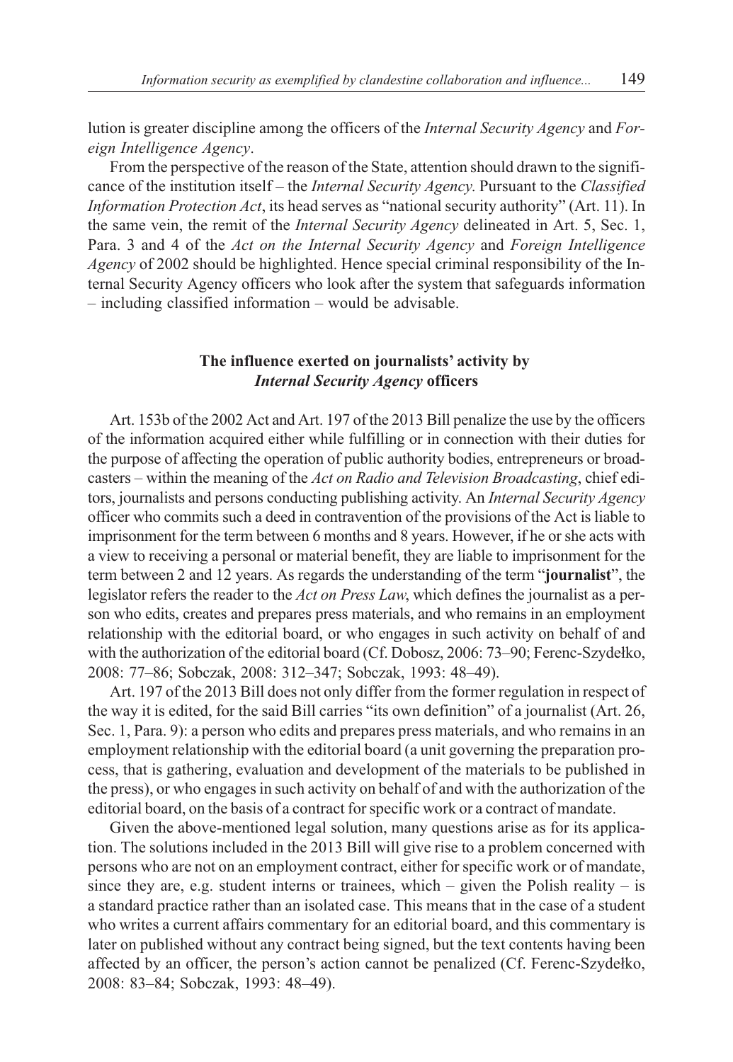lution is greater discipline among the officers of the *Internal Security Agency* and *Foreign Intelligence Agency*.

From the perspective of the reason of the State, attention should drawn to the significance of the institution itself – the *Internal Security Agency*. Pursuant to the *Classified Information Protection Act*, its head serves as "national security authority" (Art. 11). In the same vein, the remit of the *Internal Security Agency* delineated in Art. 5, Sec. 1, Para. 3 and 4 of the *Act on the Internal Security Agency* and *Foreign Intelligence Agency* of 2002 should be highlighted. Hence special criminal responsibility of the Internal Security Agency officers who look after the system that safeguards information – including classified information – would be advisable.

## The influence exerted on journalists' activity by *Internal Security Agency* officers

Art. 153b of the 2002 Act and Art. 197 of the 2013 Bill penalize the use by the officers of the information acquired either while fulfilling or in connection with their duties for the purpose of affecting the operation of public authority bodies, entrepreneurs or broadcasters – within the meaning of the *Act on Radio and Television Broadcasting*, chief editors, journalists and persons conducting publishing activity. An *Internal Security Agency* officer who commits such a deed in contravention of the provisions of the Act is liable to imprisonment for the term between 6 months and 8 years. However, if he or she acts with a view to receiving a personal or material benefit, they are liable to imprisonment for the term between 2 and 12 years. As regards the understanding of the term "**journalist**", the legislator refers the reader to the *Act on Press Law*, which defines the journalist as a person who edits, creates and prepares press materials, and who remains in an employment relationship with the editorial board, or who engages in such activity on behalf of and with the authorization of the editorial board (Cf. Dobosz, 2006: 73–90; Ferenc-Szydełko, 2008: 77–86; Sobczak, 2008: 312–347; Sobczak, 1993: 48–49).

Art. 197 of the 2013 Bill does not only differ from the former regulation in respect of the way it is edited, for the said Bill carries "its own definition" of a journalist (Art. 26, Sec. 1, Para. 9): a person who edits and prepares press materials, and who remains in an employment relationship with the editorial board (a unit governing the preparation process, that is gathering, evaluation and development of the materials to be published in the press), or who engages in such activity on behalf of and with the authorization of the editorial board, on the basis of a contract for specific work or a contract of mandate.

Given the above-mentioned legal solution, many questions arise as for its application. The solutions included in the 2013 Bill will give rise to a problem concerned with persons who are not on an employment contract, either for specific work or of mandate, since they are, e.g. student interns or trainees, which – given the Polish reality – is a standard practice rather than an isolated case. This means that in the case of a student who writes a current affairs commentary for an editorial board, and this commentary is later on published without any contract being signed, but the text contents having been affected by an officer, the person's action cannot be penalized (Cf. Ferenc-Szydełko, 2008: 83–84; Sobczak, 1993: 48–49).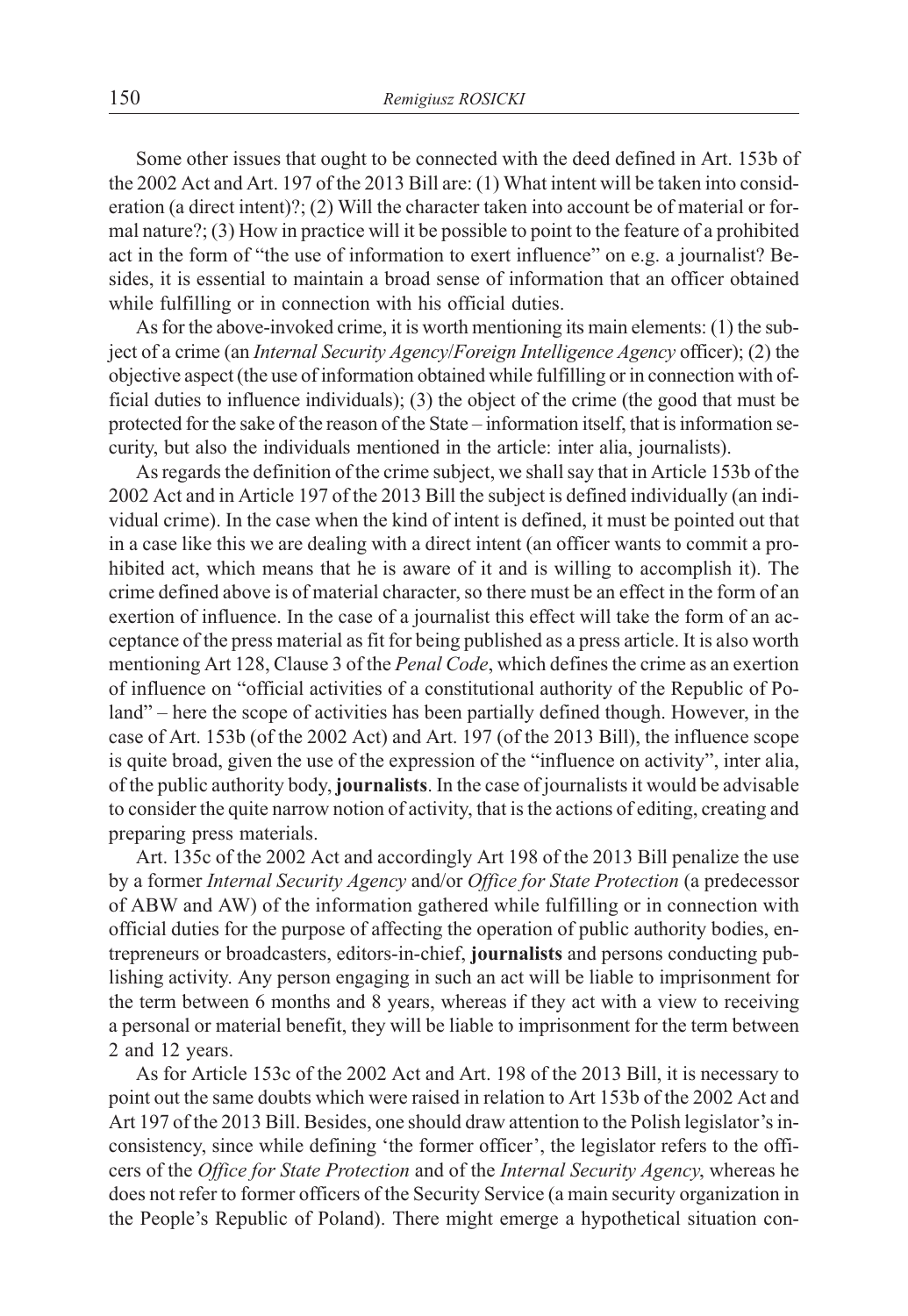Some other issues that ought to be connected with the deed defined in Art. 153b of the 2002 Act and Art. 197 of the 2013 Bill are: (1) What intent will be taken into consideration (a direct intent)?; (2) Will the character taken into account be of material or formal nature?; (3) How in practice will it be possible to point to the feature of a prohibited act in the form of "the use of information to exert influence" on e.g. a journalist? Besides, it is essential to maintain a broad sense of information that an officer obtained while fulfilling or in connection with his official duties.

As for the above-invoked crime, it is worth mentioning its main elements: (1) the subject of a crime (an *Internal Security Agency*/*Foreign Intelligence Agency* officer); (2) the objective aspect (the use of information obtained while fulfilling or in connection with official duties to influence individuals); (3) the object of the crime (the good that must be protected for the sake of the reason of the State – information itself, that is information security, but also the individuals mentioned in the article: inter alia, journalists).

As regards the definition of the crime subject, we shall say that in Article 153b of the 2002 Act and in Article 197 of the 2013 Bill the subject is defined individually (an individual crime). In the case when the kind of intent is defined, it must be pointed out that in a case like this we are dealing with a direct intent (an officer wants to commit a prohibited act, which means that he is aware of it and is willing to accomplish it). The crime defined above is of material character, so there must be an effect in the form of an exertion of influence. In the case of a journalist this effect will take the form of an acceptance of the press material as fit for being published as a press article. It is also worth mentioning Art 128, Clause 3 of the *Penal Code*, which defines the crime as an exertion of influence on "official activities of a constitutional authority of the Republic of Poland" – here the scope of activities has been partially defined though. However, in the case of Art. 153b (of the 2002 Act) and Art. 197 (of the 2013 Bill), the influence scope is quite broad, given the use of the expression of the "influence on activity", inter alia, of the public authority body, **journalists**. In the case of journalists it would be advisable to consider the quite narrow notion of activity, that is the actions of editing, creating and preparing press materials.

Art. 135c of the 2002 Act and accordingly Art 198 of the 2013 Bill penalize the use by a former *Internal Security Agency* and/or *Office for State Protection* (a predecessor of ABW and AW) of the information gathered while fulfilling or in connection with official duties for the purpose of affecting the operation of public authority bodies, entrepreneurs or broadcasters, editors-in-chief, **journalists** and persons conducting publishing activity. Any person engaging in such an act will be liable to imprisonment for the term between 6 months and 8 years, whereas if they act with a view to receiving a personal or material benefit, they will be liable to imprisonment for the term between 2 and 12 years.

As for Article 153c of the 2002 Act and Art. 198 of the 2013 Bill, it is necessary to point out the same doubts which were raised in relation to Art 153b of the 2002 Act and Art 197 of the 2013 Bill. Besides, one should draw attention to the Polish legislator's inconsistency, since while defining 'the former officer', the legislator refers to the officers of the *Office for State Protection* and of the *Internal Security Agency*, whereas he does not refer to former officers of the Security Service (a main security organization in the People's Republic of Poland). There might emerge a hypothetical situation con-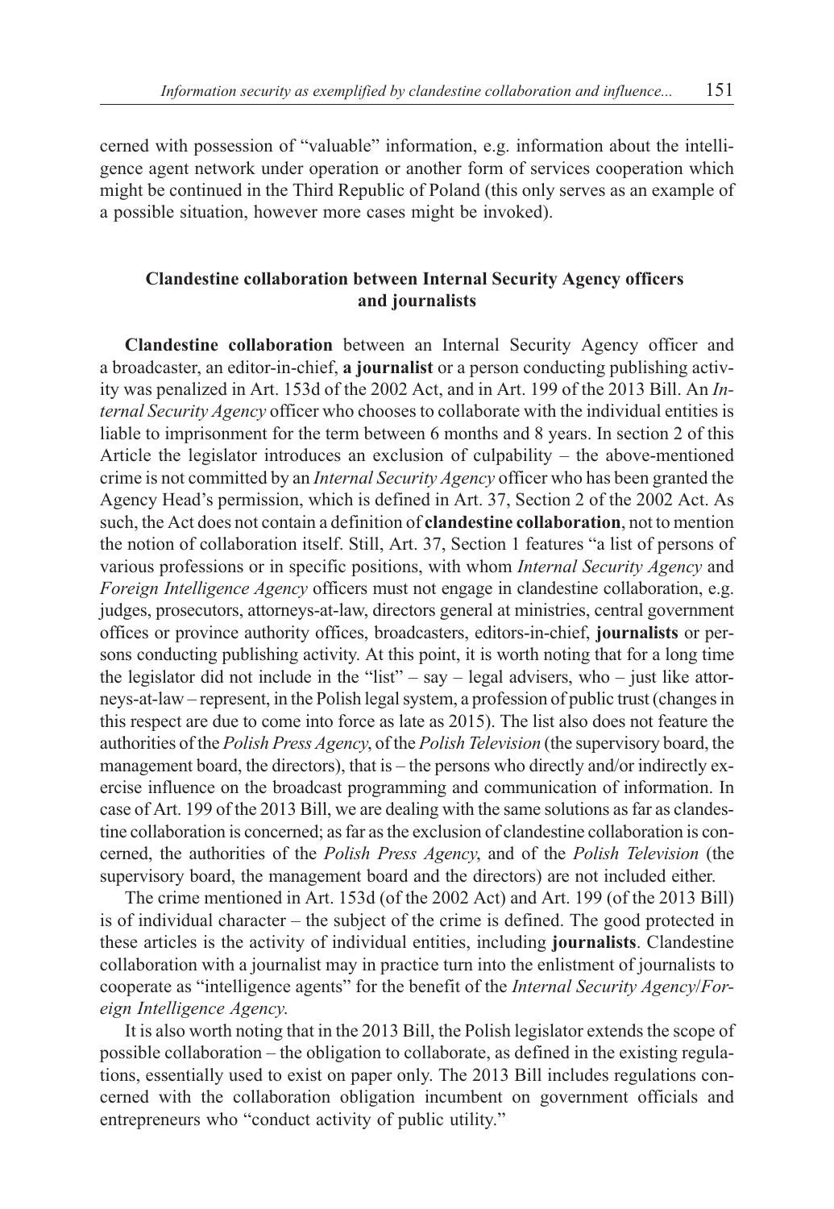cerned with possession of "valuable" information, e.g. information about the intelligence agent network under operation or another form of services cooperation which might be continued in the Third Republic of Poland (this only serves as an example of a possible situation, however more cases might be invoked).

## Clandestine collaboration between Internal Security Agency officers and journalists

**Clandestine collaboration** between an Internal Security Agency officer and a broadcaster, an editor-in-chief, **a journalist** or a person conducting publishing activity was penalized in Art. 153d of the 2002 Act, and in Art. 199 of the 2013 Bill. An *Internal Security Agency* officer who chooses to collaborate with the individual entities is liable to imprisonment for the term between 6 months and 8 years. In section 2 of this Article the legislator introduces an exclusion of culpability – the above-mentioned crime is not committed by an *Internal Security Agency* officer who has been granted the Agency Head's permission, which is defined in Art. 37, Section 2 of the 2002 Act. As such, the Act does not contain a definition of **clandestine collaboration**, not to mention the notion of collaboration itself. Still, Art. 37, Section 1 features "a list of persons of various professions or in specific positions, with whom *Internal Security Agency* and *Foreign Intelligence Agency* officers must not engage in clandestine collaboration, e.g. judges, prosecutors, attorneys-at-law, directors general at ministries, central government offices or province authority offices, broadcasters, editors-in-chief, **journalists** or persons conducting publishing activity. At this point, it is worth noting that for a long time the legislator did not include in the "list" – say – legal advisers, who – just like attorneys-at-law – represent, in the Polish legal system, a profession of public trust (changes in this respect are due to come into force as late as 2015). The list also does not feature the authorities of the *Polish Press Agency*, of the *Polish Television* (the supervisory board, the management board, the directors), that is – the persons who directly and/or indirectly exercise influence on the broadcast programming and communication of information. In case of Art. 199 of the 2013 Bill, we are dealing with the same solutions as far as clandestine collaboration is concerned; as far as the exclusion of clandestine collaboration is concerned, the authorities of the *Polish Press Agency*, and of the *Polish Television* (the supervisory board, the management board and the directors) are not included either.

The crime mentioned in Art. 153d (of the 2002 Act) and Art. 199 (of the 2013 Bill) is of individual character – the subject of the crime is defined. The good protected in these articles is the activity of individual entities, including **journalists**. Clandestine collaboration with a journalist may in practice turn into the enlistment of journalists to cooperate as "intelligence agents" for the benefit of the *Internal Security Agency/Foreign Intelligence Agency*.

It is also worth noting that in the 2013 Bill, the Polish legislator extends the scope of possible collaboration – the obligation to collaborate, as defined in the existing regulations, essentially used to exist on paper only. The 2013 Bill includes regulations concerned with the collaboration obligation incumbent on government officials and entrepreneurs who "conduct activity of public utility."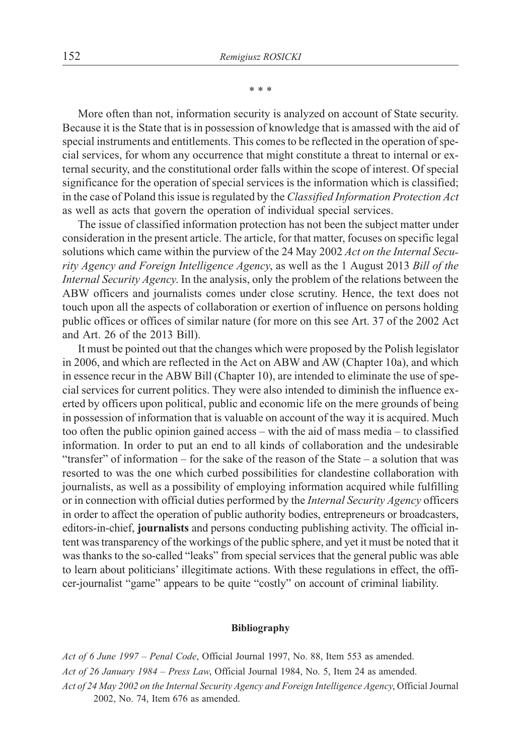\* \* \*

More often than not, information security is analyzed on account of State security. Because it is the State that is in possession of knowledge that is amassed with the aid of special instruments and entitlements. This comes to be reflected in the operation of special services, for whom any occurrence that might constitute a threat to internal or external security, and the constitutional order falls within the scope of interest. Of special significance for the operation of special services is the information which is classified; in the case of Poland this issue is regulated by the *Classified Information Protection Act* as well as acts that govern the operation of individual special services.

The issue of classified information protection has not been the subject matter under consideration in the present article. The article, for that matter, focuses on specific legal solutions which came within the purview of the 24 May 2002 *Act on the Internal Security Agency and Foreign Intelligence Agency*, as well as the 1 August 2013 *Bill of the Internal Security Agency*. In the analysis, only the problem of the relations between the ABW officers and journalists comes under close scrutiny. Hence, the text does not touch upon all the aspects of collaboration or exertion of influence on persons holding public offices or offices of similar nature (for more on this see Art. 37 of the 2002 Act and Art. 26 of the 2013 Bill).

It must be pointed out that the changes which were proposed by the Polish legislator in 2006, and which are reflected in the Act on ABW and AW (Chapter 10a), and which in essence recur in the ABW Bill (Chapter 10), are intended to eliminate the use of special services for current politics. They were also intended to diminish the influence exerted by officers upon political, public and economic life on the mere grounds of being in possession of information that is valuable on account of the way it is acquired. Much too often the public opinion gained access – with the aid of mass media – to classified information. In order to put an end to all kinds of collaboration and the undesirable "transfer" of information – for the sake of the reason of the State – a solution that was resorted to was the one which curbed possibilities for clandestine collaboration with journalists, as well as a possibility of employing information acquired while fulfilling or in connection with official duties performed by the *Internal Security Agency* officers in order to affect the operation of public authority bodies, entrepreneurs or broadcasters, editors-in-chief, **journalists** and persons conducting publishing activity. The official intent was transparency of the workings of the public sphere, and yet it must be noted that it was thanks to the so-called "leaks" from special services that the general public was able to learn about politicians' illegitimate actions. With these regulations in effect, the officer-journalist "game" appears to be quite "costly" on account of criminal liability.

**Bibliography**

*Act of 6 June 1997 – Penal Code*, Official Journal 1997, No. 88, Item 553 as amended.

*Act of 26 January 1984 – Press Law*, Official Journal 1984, No. 5, Item 24 as amended.

*Act of 24 May 2002 on the Internal Security Agency and Foreign Intelligence Agency*, Official Journal 2002, No. 74, Item 676 as amended.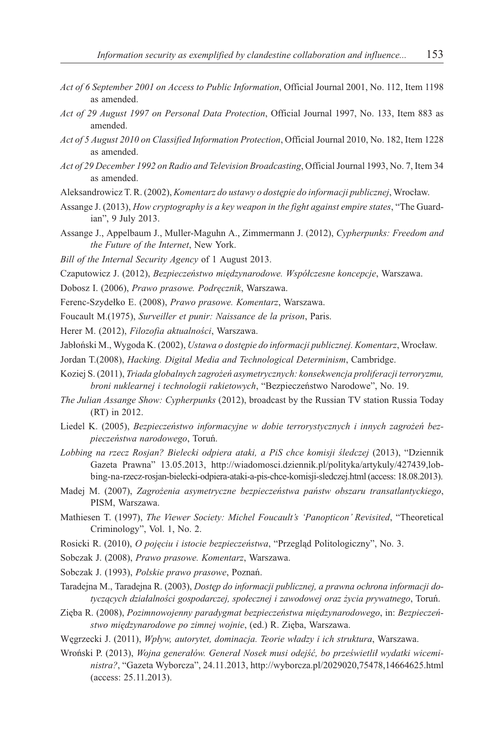*Act of 6 September 2001 on Access to Public Information*, Official Journal 2001, No. 112, Item 1198 as amended.

*Act of 29 August 1997 on Personal Data Protection*, Official Journal 1997, No. 133, Item 883 as amended.

*Act of 5 August 2010 on Classified Information Protection*, Official Journal 2010, No. 182, Item 1228 as amended.

*Act of 29 December 1992 on Radio and Television Broadcasting*, Official Journal 1993, No. 7, Item 34 as amended.

Aleksandrowicz T. R. (2002), *Komentarz do ustawy o dostępie do informacji publicznej*, Wrocław.

Assange J. (2013), *How cryptography is a key weapon in the fight against empire states*, "The Guardian", 9 July 2013.

Assange J., Appelbaum J., Muller-Maguhn A., Zimmermann J. (2012), *Cypherpunks: Freedom and the Future of the Internet*, New York.

*Bill of the Internal Security Agency* of 1 August 2013.

Czaputowicz J. (2012), *Bezpieczeństwo międzynarodowe. Współczesne koncepcje*, Warszawa.

Dobosz I. (2006), *Prawo prasowe. Podręcznik*, Warszawa.

Ferenc-Szydełko E. (2008), *Prawo prasowe. Komentarz*, Warszawa.

Foucault M.(1975), *Surveiller et punir: Naissance de la prison*, Paris.

Herer M. (2012), *Filozofia aktualności*, Warszawa.

Jabłoński M., Wygoda K. (2002), *Ustawa o dostępie do informacji publicznej. Komentarz*, Wrocław.

Jordan T.(2008), *Hacking. Digital Media and Technological Determinism*, Cambridge.

Koziej S. (2011), *Triada globalnych zagrożeń asymetrycznych: konsekwencja proliferacji terroryzmu, broni nuklearnej i technologii rakietowych*, "Bezpieczeństwo Narodowe", No. 19.

*The Julian Assange Show: Cypherpunks* (2012), broadcast by the Russian TV station Russia Today (RT) in 2012.

Liedel K. (2005), *Bezpieczeństwo informacyjne w dobie terrorystycznych i innych zagrożeń bezpieczeństwa narodowego*, Toruń.

*Lobbing na rzecz Rosjan? Bielecki odpiera ataki, a PiS chce komisji śledczej* (2013), "Dziennik Gazeta Prawna" 13.05.2013, http://wiadomosci.dziennik.pl/polityka/artykuly/427439,lobbing-na-rzecz-rosjan-bielecki-odpiera-ataki-a-pis-chce-komisji-sledczej.html (access: 18.08.2013).

Madej M. (2007), *Zagrożenia asymetryczne bezpieczeństwa państw obszaru transatlantyckiego*, PISM, Warszawa.

Mathiesen T. (1997), *The Viewer Society: Michel Foucault's 'Panopticon' Revisited*, "Theoretical Criminology", Vol. 1, No. 2.

Rosicki R. (2010), *O pojęciu i istocie bezpieczeństwa*, "Przegląd Politologiczny", No. 3.

Sobczak J. (2008), *Prawo prasowe. Komentarz*, Warszawa.

Sobczak J. (1993), *Polskie prawo prasowe*, Poznań.

Taradejna M., Taradejna R. (2003), *Dostęp do informacji publicznej, a prawna ochrona informacji dotyczących działalności gospodarczej, społecznej i zawodowej oraz życia prywatnego*, Toruń.

Zięba R. (2008), *Pozimnowojenny paradygmat bezpieczeństwa międzynarodowego*, in: *Bezpieczeństwo międzynarodowe po zimnej wojnie*, (ed.) R. Zięba, Warszawa.

Węgrzecki J. (2011), *Wpływ, autorytet, dominacja. Teorie władzy i ich struktura*, Warszawa.

Wroński P. (2013), *Wojna generałów. Generał Nosek musi odejść, bo prześwietlił wydatki wiceministra?*, "Gazeta Wyborcza", 24.11.2013, http://wyborcza.pl/2029020,75478,14664625.html (access: 25.11.2013).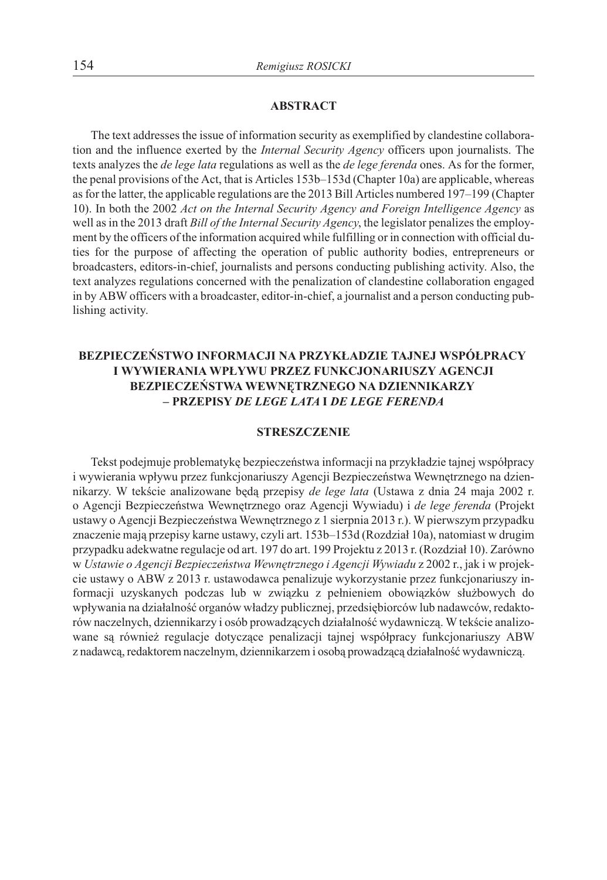## ABSTRACT

The text addresses the issue of information security as exemplified by clandestine collaboration and the influence exerted by the *Internal Security Agency* officers upon journalists. The texts analyzes the *de lege lata* regulations as well as the *de lege ferenda* ones. As for the former, the penal provisions of the Act, that is Articles 153b–153d (Chapter 10a) are applicable, whereas as for the latter, the applicable regulations are the 2013 Bill Articles numbered 197–199 (Chapter 10). In both the 2002 *Act on the Internal Security Agency and Foreign Intelligence Agency* as well as in the 2013 draft *Bill of the Internal Security Agency*, the legislator penalizes the employment by the officers of the information acquired while fulfilling or in connection with official duties for the purpose of affecting the operation of public authority bodies, entrepreneurs or broadcasters, editors-in-chief, journalists and persons conducting publishing activity. Also, the text analyzes regulations concerned with the penalization of clandestine collaboration engaged in by ABW officers with a broadcaster, editor-in-chief, a journalist and a person conducting publishing activity.

## BEZPIECZEŃSTWO INFORMACJI NA PRZYKŁADZIE TAJNEJ WSPÓŁPRACY I WYWIERANIA WPŁYWU PRZEZ FUNKCJONARIUSZY AGENCJI BEZPIECZEŃSTWA WEWNĘTRZNEGO NA DZIENNIKARZY – PRZEPISY *DE LEGE LATA* I *DE LEGE FERENDA*

## STRESZCZENIE

Tekst podejmuje problematykę bezpieczeństwa informacji na przykładzie tajnej współpracy i wywierania wpływu przez funkcjonariuszy Agencji Bezpieczeństwa Wewnętrznego na dziennikarzy. W tekście analizowane będą przepisy *de lege lata* (Ustawa z dnia 24 maja 2002 r. o Agencji Bezpieczeństwa Wewnętrznego oraz Agencji Wywiadu) i *de lege ferenda* (Projekt ustawy o Agencji Bezpieczeństwa Wewnętrznego z 1 sierpnia 2013 r.). W pierwszym przypadku znaczenie mają przepisy karne ustawy, czyli art. 153b–153d (Rozdział 10a), natomiast w drugim przypadku adekwatne regulacje od art. 197 do art. 199 Projektu z 2013 r. (Rozdział 10). Zarówno w *Ustawie o Agencji Bezpieczeństwa Wewnętrznego i Agencji Wywiadu* z 2002 r., jak i w projekcie ustawy o ABW z 2013 r. ustawodawca penalizuje wykorzystanie przez funkcjonariuszy informacji uzyskanych podczas lub w związku z pełnieniem obowiązków służbowych do wpływania na działalność organów władzy publicznej, przedsiębiorców lub nadawców, redaktorów naczelnych, dziennikarzy i osób prowadzących działalność wydawniczą. W tekście analizowane są również regulacje dotyczące penalizacji tajnej współpracy funkcjonariuszy ABW z nadawcą, redaktorem naczelnym, dziennikarzem i osobą prowadzącą działalność wydawniczą.